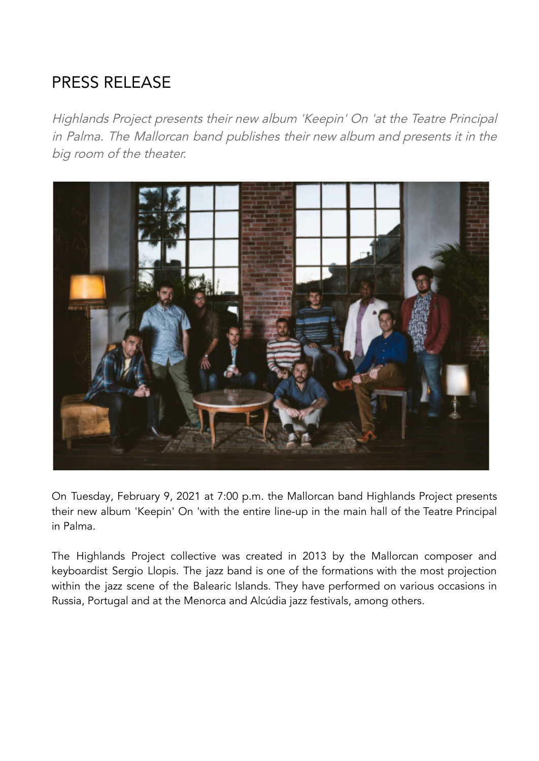# PRESS RELEASE

*Highlands Project presents their new album 'Keepin' On 'at the Teatre Principal in Palma. The Mallorcan band publishes their new album and presents it in the big room of the theater.*

On Tuesday, February 9, 2021 at 7:00 p.m. the Mallorcan band Highlands Project presents their new album 'Keepin' On 'with the entire line-up in the main hall of the Teatre Principal in Palma.

The Highlands Project collective was created in 2013 by the Mallorcan composer and keyboardist Sergio Llopis. The jazz band is one of the formations with the most projection within the jazz scene of the Balearic Islands. They have performed on various occasions in Russia, Portugal and at the Menorca and Alcúdia jazz festivals, among others.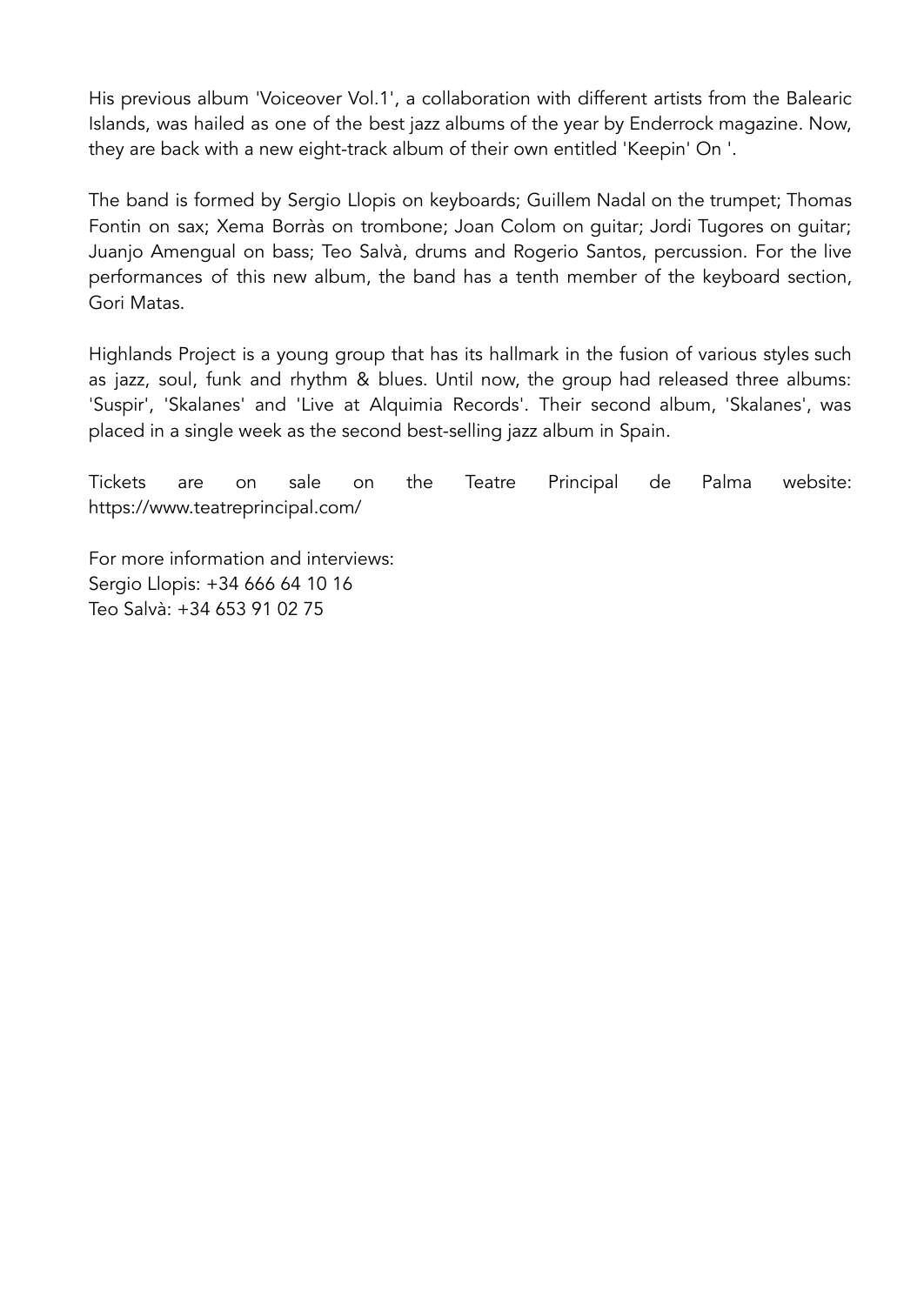His previous album 'Voiceover Vol.1', a collaboration with different artists from the Balearic Islands, was hailed as one of the best jazz albums of the year by Enderrock magazine. Now, they are back with a new eight-track album of their own entitled 'Keepin' On '.

The band is formed by Sergio Llopis on keyboards; Guillem Nadal on the trumpet; Thomas Fontin on sax; Xema Borràs on trombone; Joan Colom on guitar; Jordi Tugores on guitar; Juanjo Amengual on bass; Teo Salvà, drums and Rogerio Santos, percussion. For the live performances of this new album, the band has a tenth member of the keyboard section, Gori Matas.

Highlands Project is a young group that has its hallmark in the fusion of various styles such as jazz, soul, funk and rhythm & blues. Until now, the group had released three albums: 'Suspir', 'Skalanes' and 'Live at Alquimia Records'. Their second album, 'Skalanes', was placed in a single week as the second best-selling jazz album in Spain.

Tickets are on sale on the Teatre Principal de Palma website: https://www.teatreprincipal.com/

For more information and interviews:
Sergio Llopis: +34 666 64 10 16
Teo Salvà: +34 653 91 02 75